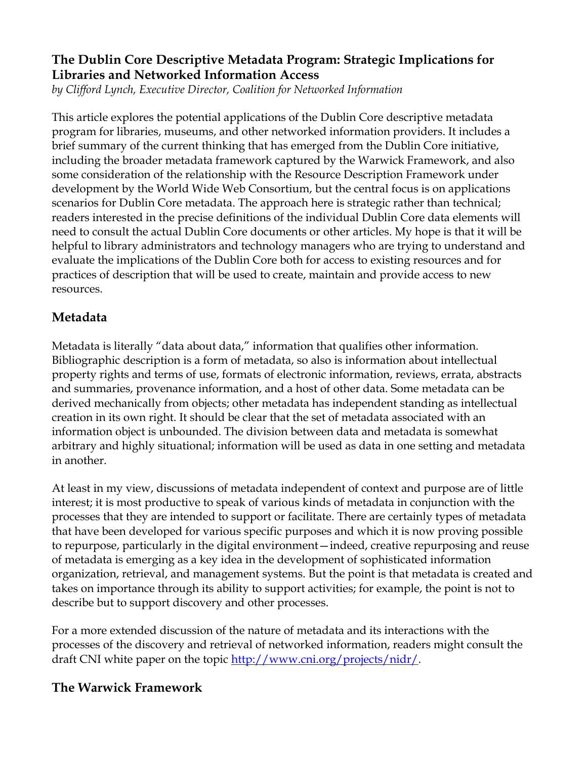# The Dublin Core Descriptive Metadata Program: Strategic Implications for Libraries and Networked Information Access

*by Clifford Lynch, Executive Director, Coalition for Networked Information*

This article explores the potential applications of the Dublin Core descriptive metadata program for libraries, museums, and other networked information providers. It includes a brief summary of the current thinking that has emerged from the Dublin Core initiative, including the broader metadata framework captured by the Warwick Framework, and also some consideration of the relationship with the Resource Description Framework under development by the World Wide Web Consortium, but the central focus is on applications scenarios for Dublin Core metadata. The approach here is strategic rather than technical; readers interested in the precise definitions of the individual Dublin Core data elements will need to consult the actual Dublin Core documents or other articles. My hope is that it will be helpful to library administrators and technology managers who are trying to understand and evaluate the implications of the Dublin Core both for access to existing resources and for practices of description that will be used to create, maintain and provide access to new resources.

## Metadata

Metadata is literally "data about data," information that qualifies other information. Bibliographic description is a form of metadata, so also is information about intellectual property rights and terms of use, formats of electronic information, reviews, errata, abstracts and summaries, provenance information, and a host of other data. Some metadata can be derived mechanically from objects; other metadata has independent standing as intellectual creation in its own right. It should be clear that the set of metadata associated with an information object is unbounded. The division between data and metadata is somewhat arbitrary and highly situational; information will be used as data in one setting and metadata in another.

At least in my view, discussions of metadata independent of context and purpose are of little interest; it is most productive to speak of various kinds of metadata in conjunction with the processes that they are intended to support or facilitate. There are certainly types of metadata that have been developed for various specific purposes and which it is now proving possible to repurpose, particularly in the digital environment—indeed, creative repurposing and reuse of metadata is emerging as a key idea in the development of sophisticated information organization, retrieval, and management systems. But the point is that metadata is created and takes on importance through its ability to support activities; for example, the point is not to describe but to support discovery and other processes.

For a more extended discussion of the nature of metadata and its interactions with the processes of the discovery and retrieval of networked information, readers might consult the draft CNI white paper on the topic http://www.cni.org/projects/nidr/.

## The Warwick Framework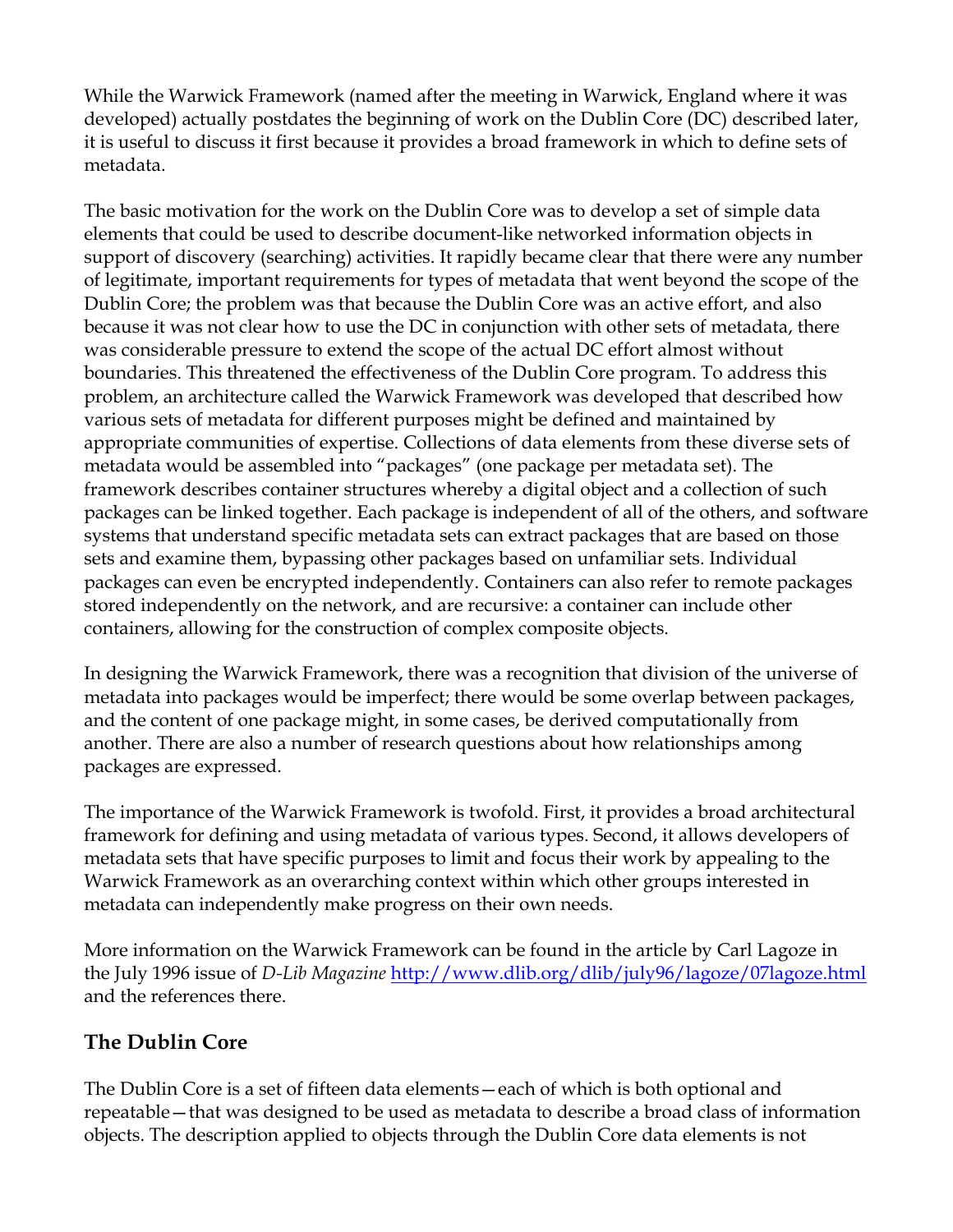While the Warwick Framework (named after the meeting in Warwick, England where it was developed) actually postdates the beginning of work on the Dublin Core (DC) described later, it is useful to discuss it first because it provides a broad framework in which to define sets of metadata.

The basic motivation for the work on the Dublin Core was to develop a set of simple data elements that could be used to describe document-like networked information objects in support of discovery (searching) activities. It rapidly became clear that there were any number of legitimate, important requirements for types of metadata that went beyond the scope of the Dublin Core; the problem was that because the Dublin Core was an active effort, and also because it was not clear how to use the DC in conjunction with other sets of metadata, there was considerable pressure to extend the scope of the actual DC effort almost without boundaries. This threatened the effectiveness of the Dublin Core program. To address this problem, an architecture called the Warwick Framework was developed that described how various sets of metadata for different purposes might be defined and maintained by appropriate communities of expertise. Collections of data elements from these diverse sets of metadata would be assembled into "packages" (one package per metadata set). The framework describes container structures whereby a digital object and a collection of such packages can be linked together. Each package is independent of all of the others, and software systems that understand specific metadata sets can extract packages that are based on those sets and examine them, bypassing other packages based on unfamiliar sets. Individual packages can even be encrypted independently. Containers can also refer to remote packages stored independently on the network, and are recursive: a container can include other containers, allowing for the construction of complex composite objects.

In designing the Warwick Framework, there was a recognition that division of the universe of metadata into packages would be imperfect; there would be some overlap between packages, and the content of one package might, in some cases, be derived computationally from another. There are also a number of research questions about how relationships among packages are expressed.

The importance of the Warwick Framework is twofold. First, it provides a broad architectural framework for defining and using metadata of various types. Second, it allows developers of metadata sets that have specific purposes to limit and focus their work by appealing to the Warwick Framework as an overarching context within which other groups interested in metadata can independently make progress on their own needs.

More information on the Warwick Framework can be found in the article by Carl Lagoze in the July 1996 issue of *D-Lib Magazine* http://www.dlib.org/dlib/july96/lagoze/07lagoze.html and the references there.

## The Dublin Core

The Dublin Core is a set of fifteen data elements—each of which is both optional and repeatable—that was designed to be used as metadata to describe a broad class of information objects. The description applied to objects through the Dublin Core data elements is not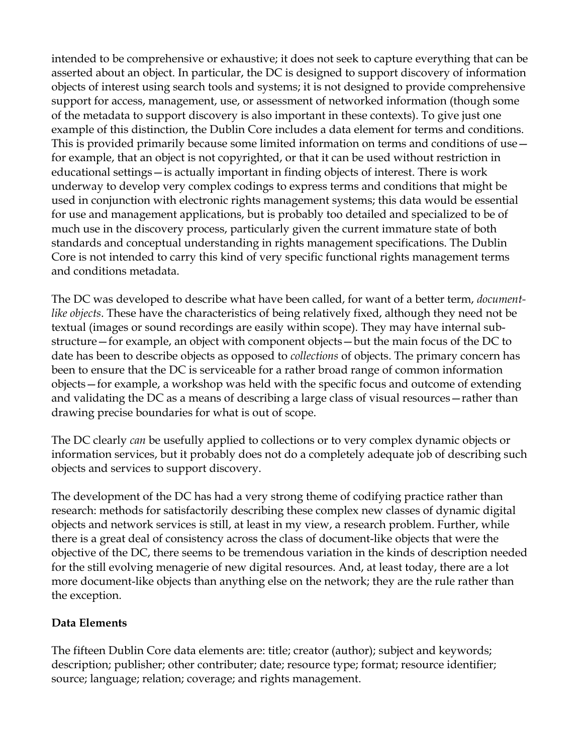intended to be comprehensive or exhaustive; it does not seek to capture everything that can be asserted about an object. In particular, the DC is designed to support discovery of information objects of interest using search tools and systems; it is not designed to provide comprehensive support for access, management, use, or assessment of networked information (though some of the metadata to support discovery is also important in these contexts). To give just one example of this distinction, the Dublin Core includes a data element for terms and conditions. This is provided primarily because some limited information on terms and conditions of use—for example, that an object is not copyrighted, or that it can be used without restriction in educational settings—is actually important in finding objects of interest. There is work underway to develop very complex codings to express terms and conditions that might be used in conjunction with electronic rights management systems; this data would be essential for use and management applications, but is probably too detailed and specialized to be of much use in the discovery process, particularly given the current immature state of both standards and conceptual understanding in rights management specifications. The Dublin Core is not intended to carry this kind of very specific functional rights management terms and conditions metadata.

The DC was developed to describe what have been called, for want of a better term, *document-like objects*. These have the characteristics of being relatively fixed, although they need not be textual (images or sound recordings are easily within scope). They may have internal sub-structure—for example, an object with component objects—but the main focus of the DC to date has been to describe objects as opposed to *collections* of objects. The primary concern has been to ensure that the DC is serviceable for a rather broad range of common information objects—for example, a workshop was held with the specific focus and outcome of extending and validating the DC as a means of describing a large class of visual resources—rather than drawing precise boundaries for what is out of scope.

The DC clearly *can* be usefully applied to collections or to very complex dynamic objects or information services, but it probably does not do a completely adequate job of describing such objects and services to support discovery.

The development of the DC has had a very strong theme of codifying practice rather than research: methods for satisfactorily describing these complex new classes of dynamic digital objects and network services is still, at least in my view, a research problem. Further, while there is a great deal of consistency across the class of document-like objects that were the objective of the DC, there seems to be tremendous variation in the kinds of description needed for the still evolving menagerie of new digital resources. And, at least today, there are a lot more document-like objects than anything else on the network; they are the rule rather than the exception.

**Data Elements**

The fifteen Dublin Core data elements are: title; creator (author); subject and keywords; description; publisher; other contributer; date; resource type; format; resource identifier; source; language; relation; coverage; and rights management.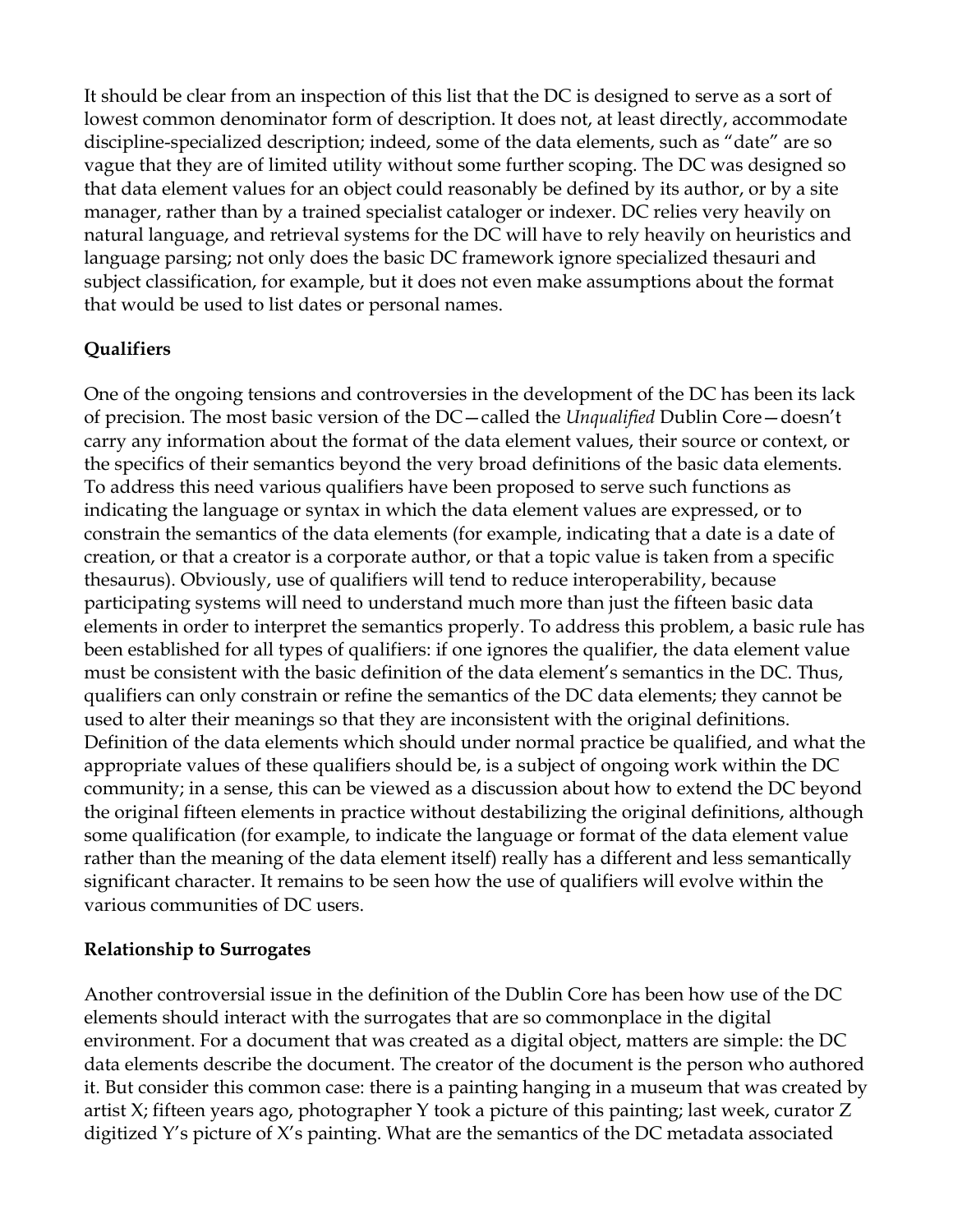It should be clear from an inspection of this list that the DC is designed to serve as a sort of lowest common denominator form of description. It does not, at least directly, accommodate discipline-specialized description; indeed, some of the data elements, such as "date" are so vague that they are of limited utility without some further scoping. The DC was designed so that data element values for an object could reasonably be defined by its author, or by a site manager, rather than by a trained specialist cataloger or indexer. DC relies very heavily on natural language, and retrieval systems for the DC will have to rely heavily on heuristics and language parsing; not only does the basic DC framework ignore specialized thesauri and subject classification, for example, but it does not even make assumptions about the format that would be used to list dates or personal names.

**Qualifiers**

One of the ongoing tensions and controversies in the development of the DC has been its lack of precision. The most basic version of the DC—called the *Unqualified* Dublin Core—doesn't carry any information about the format of the data element values, their source or context, or the specifics of their semantics beyond the very broad definitions of the basic data elements. To address this need various qualifiers have been proposed to serve such functions as indicating the language or syntax in which the data element values are expressed, or to constrain the semantics of the data elements (for example, indicating that a date is a date of creation, or that a creator is a corporate author, or that a topic value is taken from a specific thesaurus). Obviously, use of qualifiers will tend to reduce interoperability, because participating systems will need to understand much more than just the fifteen basic data elements in order to interpret the semantics properly. To address this problem, a basic rule has been established for all types of qualifiers: if one ignores the qualifier, the data element value must be consistent with the basic definition of the data element's semantics in the DC. Thus, qualifiers can only constrain or refine the semantics of the DC data elements; they cannot be used to alter their meanings so that they are inconsistent with the original definitions. Definition of the data elements which should under normal practice be qualified, and what the appropriate values of these qualifiers should be, is a subject of ongoing work within the DC community; in a sense, this can be viewed as a discussion about how to extend the DC beyond the original fifteen elements in practice without destabilizing the original definitions, although some qualification (for example, to indicate the language or format of the data element value rather than the meaning of the data element itself) really has a different and less semantically significant character. It remains to be seen how the use of qualifiers will evolve within the various communities of DC users.

**Relationship to Surrogates**

Another controversial issue in the definition of the Dublin Core has been how use of the DC elements should interact with the surrogates that are so commonplace in the digital environment. For a document that was created as a digital object, matters are simple: the DC data elements describe the document. The creator of the document is the person who authored it. But consider this common case: there is a painting hanging in a museum that was created by artist X; fifteen years ago, photographer Y took a picture of this painting; last week, curator Z digitized Y's picture of X's painting. What are the semantics of the DC metadata associated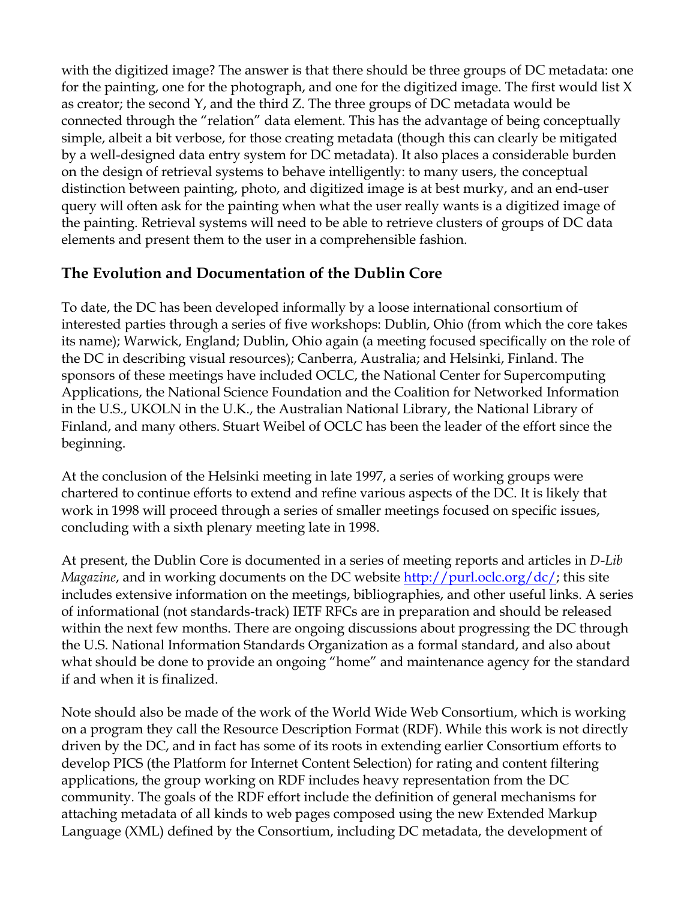with the digitized image? The answer is that there should be three groups of DC metadata: one for the painting, one for the photograph, and one for the digitized image. The first would list X as creator; the second Y, and the third Z. The three groups of DC metadata would be connected through the "relation" data element. This has the advantage of being conceptually simple, albeit a bit verbose, for those creating metadata (though this can clearly be mitigated by a well-designed data entry system for DC metadata). It also places a considerable burden on the design of retrieval systems to behave intelligently: to many users, the conceptual distinction between painting, photo, and digitized image is at best murky, and an end-user query will often ask for the painting when what the user really wants is a digitized image of the painting. Retrieval systems will need to be able to retrieve clusters of groups of DC data elements and present them to the user in a comprehensible fashion.

## The Evolution and Documentation of the Dublin Core

To date, the DC has been developed informally by a loose international consortium of interested parties through a series of five workshops: Dublin, Ohio (from which the core takes its name); Warwick, England; Dublin, Ohio again (a meeting focused specifically on the role of the DC in describing visual resources); Canberra, Australia; and Helsinki, Finland. The sponsors of these meetings have included OCLC, the National Center for Supercomputing Applications, the National Science Foundation and the Coalition for Networked Information in the U.S., UKOLN in the U.K., the Australian National Library, the National Library of Finland, and many others. Stuart Weibel of OCLC has been the leader of the effort since the beginning.

At the conclusion of the Helsinki meeting in late 1997, a series of working groups were chartered to continue efforts to extend and refine various aspects of the DC. It is likely that work in 1998 will proceed through a series of smaller meetings focused on specific issues, concluding with a sixth plenary meeting late in 1998.

At present, the Dublin Core is documented in a series of meeting reports and articles in *D-Lib Magazine*, and in working documents on the DC website http://purl.oclc.org/dc/; this site includes extensive information on the meetings, bibliographies, and other useful links. A series of informational (not standards-track) IETF RFCs are in preparation and should be released within the next few months. There are ongoing discussions about progressing the DC through the U.S. National Information Standards Organization as a formal standard, and also about what should be done to provide an ongoing "home" and maintenance agency for the standard if and when it is finalized.

Note should also be made of the work of the World Wide Web Consortium, which is working on a program they call the Resource Description Format (RDF). While this work is not directly driven by the DC, and in fact has some of its roots in extending earlier Consortium efforts to develop PICS (the Platform for Internet Content Selection) for rating and content filtering applications, the group working on RDF includes heavy representation from the DC community. The goals of the RDF effort include the definition of general mechanisms for attaching metadata of all kinds to web pages composed using the new Extended Markup Language (XML) defined by the Consortium, including DC metadata, the development of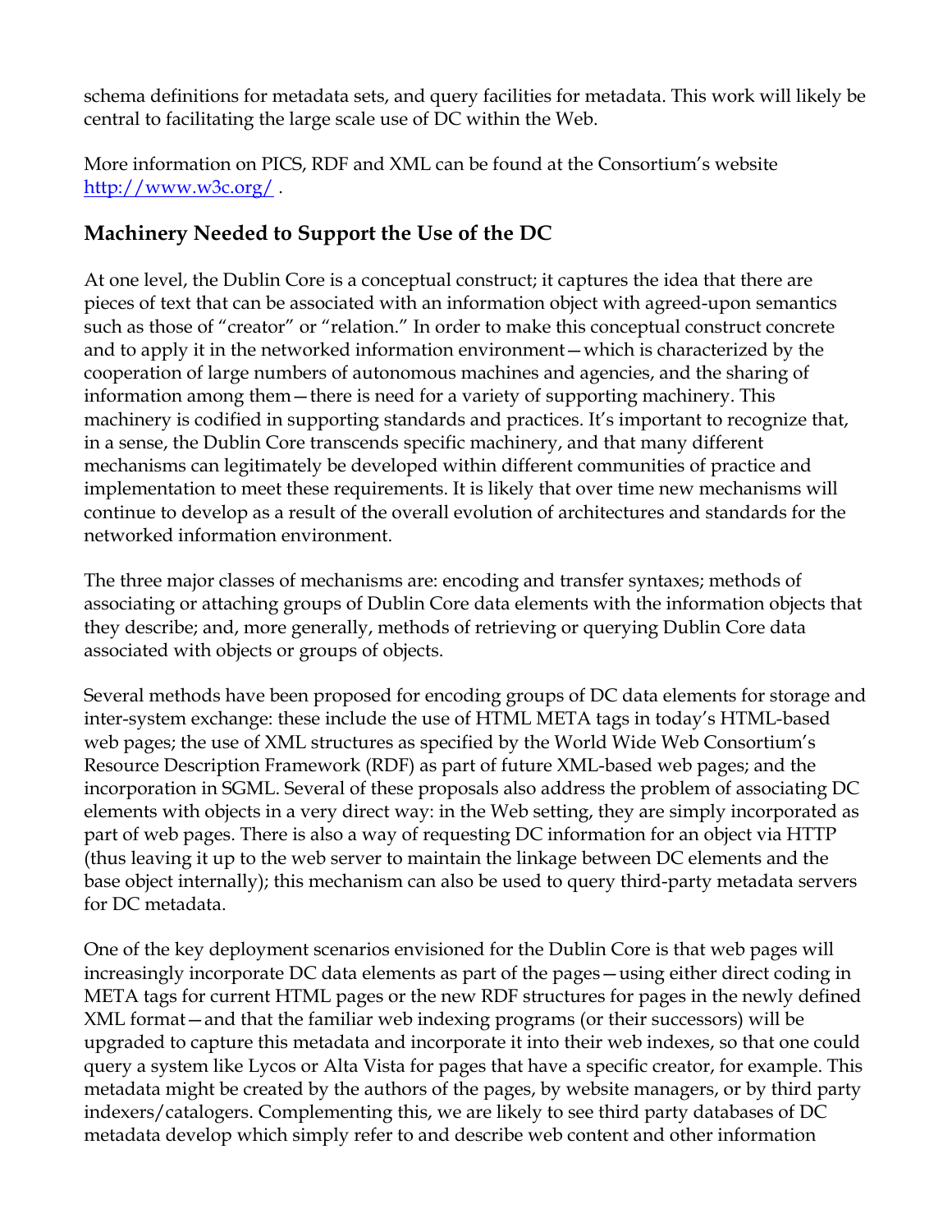schema definitions for metadata sets, and query facilities for metadata. This work will likely be central to facilitating the large scale use of DC within the Web.

More information on PICS, RDF and XML can be found at the Consortium's website http://www.w3c.org/ .

## Machinery Needed to Support the Use of the DC

At one level, the Dublin Core is a conceptual construct; it captures the idea that there are pieces of text that can be associated with an information object with agreed-upon semantics such as those of "creator" or "relation." In order to make this conceptual construct concrete and to apply it in the networked information environment—which is characterized by the cooperation of large numbers of autonomous machines and agencies, and the sharing of information among them—there is need for a variety of supporting machinery. This machinery is codified in supporting standards and practices. It's important to recognize that, in a sense, the Dublin Core transcends specific machinery, and that many different mechanisms can legitimately be developed within different communities of practice and implementation to meet these requirements. It is likely that over time new mechanisms will continue to develop as a result of the overall evolution of architectures and standards for the networked information environment.

The three major classes of mechanisms are: encoding and transfer syntaxes; methods of associating or attaching groups of Dublin Core data elements with the information objects that they describe; and, more generally, methods of retrieving or querying Dublin Core data associated with objects or groups of objects.

Several methods have been proposed for encoding groups of DC data elements for storage and inter-system exchange: these include the use of HTML META tags in today's HTML-based web pages; the use of XML structures as specified by the World Wide Web Consortium's Resource Description Framework (RDF) as part of future XML-based web pages; and the incorporation in SGML. Several of these proposals also address the problem of associating DC elements with objects in a very direct way: in the Web setting, they are simply incorporated as part of web pages. There is also a way of requesting DC information for an object via HTTP (thus leaving it up to the web server to maintain the linkage between DC elements and the base object internally); this mechanism can also be used to query third-party metadata servers for DC metadata.

One of the key deployment scenarios envisioned for the Dublin Core is that web pages will increasingly incorporate DC data elements as part of the pages—using either direct coding in META tags for current HTML pages or the new RDF structures for pages in the newly defined XML format—and that the familiar web indexing programs (or their successors) will be upgraded to capture this metadata and incorporate it into their web indexes, so that one could query a system like Lycos or Alta Vista for pages that have a specific creator, for example. This metadata might be created by the authors of the pages, by website managers, or by third party indexers/catalogers. Complementing this, we are likely to see third party databases of DC metadata develop which simply refer to and describe web content and other information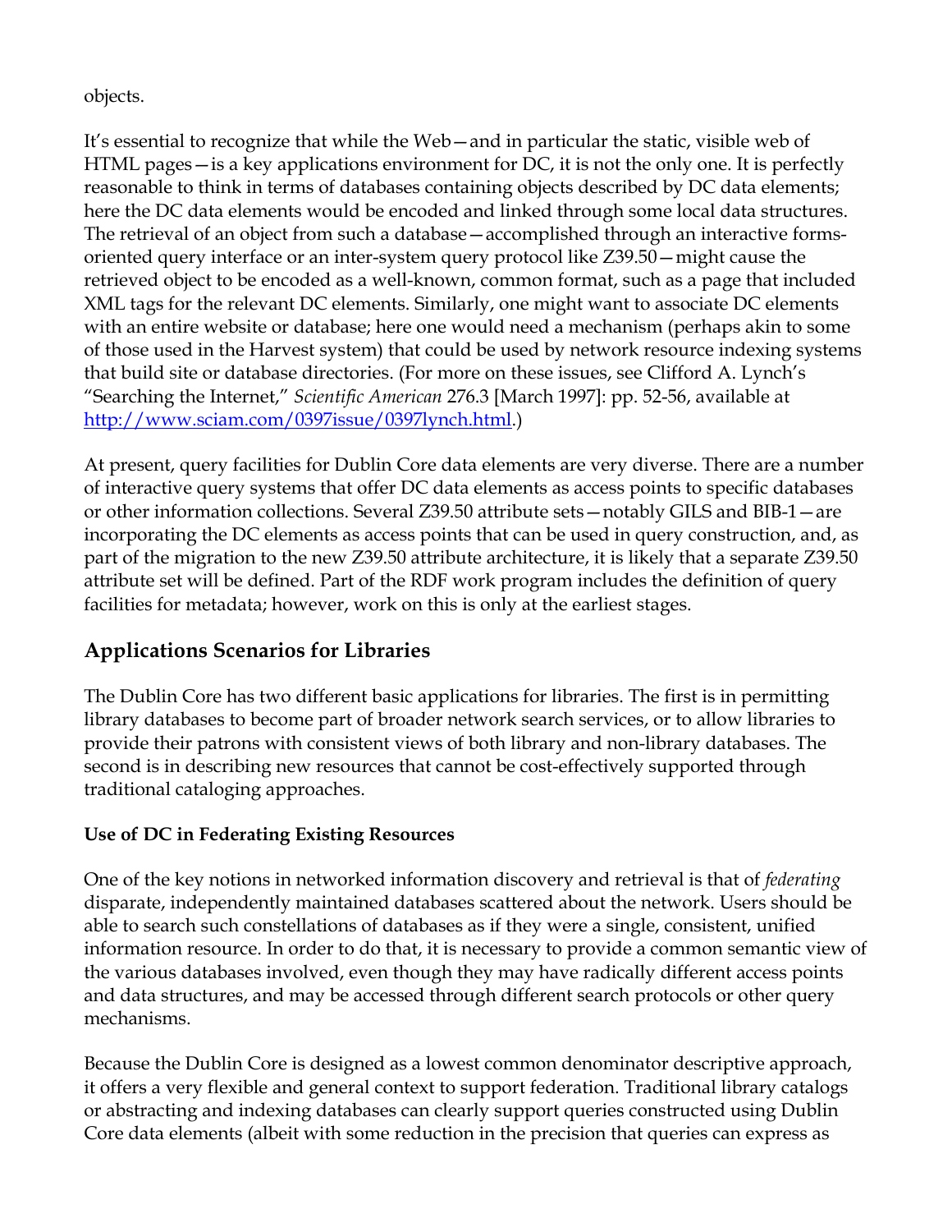objects.

It's essential to recognize that while the Web—and in particular the static, visible web of HTML pages—is a key applications environment for DC, it is not the only one. It is perfectly reasonable to think in terms of databases containing objects described by DC data elements; here the DC data elements would be encoded and linked through some local data structures. The retrieval of an object from such a database—accomplished through an interactive forms-oriented query interface or an inter-system query protocol like Z39.50—might cause the retrieved object to be encoded as a well-known, common format, such as a page that included XML tags for the relevant DC elements. Similarly, one might want to associate DC elements with an entire website or database; here one would need a mechanism (perhaps akin to some of those used in the Harvest system) that could be used by network resource indexing systems that build site or database directories. (For more on these issues, see Clifford A. Lynch's "Searching the Internet," *Scientific American* 276.3 [March 1997]: pp. 52-56, available at http://www.sciam.com/0397issue/0397lynch.html.)

At present, query facilities for Dublin Core data elements are very diverse. There are a number of interactive query systems that offer DC data elements as access points to specific databases or other information collections. Several Z39.50 attribute sets—notably GILS and BIB-1—are incorporating the DC elements as access points that can be used in query construction, and, as part of the migration to the new Z39.50 attribute architecture, it is likely that a separate Z39.50 attribute set will be defined. Part of the RDF work program includes the definition of query facilities for metadata; however, work on this is only at the earliest stages.

## Applications Scenarios for Libraries

The Dublin Core has two different basic applications for libraries. The first is in permitting library databases to become part of broader network search services, or to allow libraries to provide their patrons with consistent views of both library and non-library databases. The second is in describing new resources that cannot be cost-effectively supported through traditional cataloging approaches.

### Use of DC in Federating Existing Resources

One of the key notions in networked information discovery and retrieval is that of *federating* disparate, independently maintained databases scattered about the network. Users should be able to search such constellations of databases as if they were a single, consistent, unified information resource. In order to do that, it is necessary to provide a common semantic view of the various databases involved, even though they may have radically different access points and data structures, and may be accessed through different search protocols or other query mechanisms.

Because the Dublin Core is designed as a lowest common denominator descriptive approach, it offers a very flexible and general context to support federation. Traditional library catalogs or abstracting and indexing databases can clearly support queries constructed using Dublin Core data elements (albeit with some reduction in the precision that queries can express as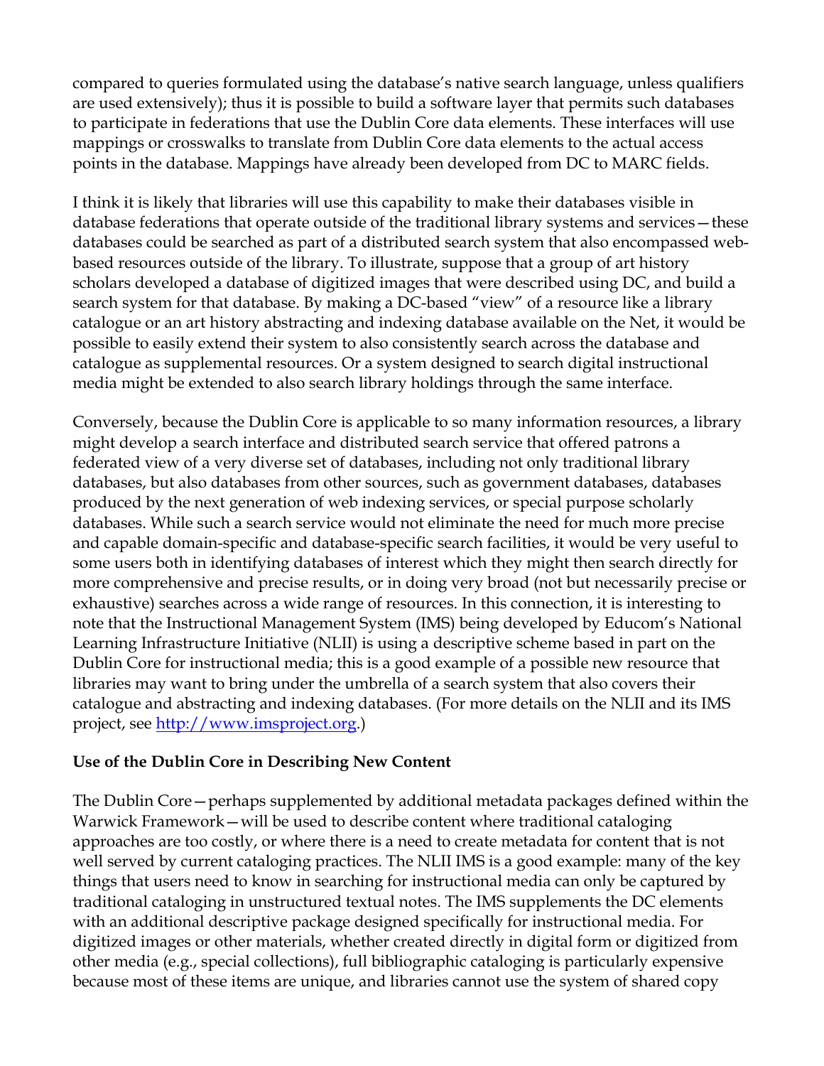compared to queries formulated using the database's native search language, unless qualifiers are used extensively); thus it is possible to build a software layer that permits such databases to participate in federations that use the Dublin Core data elements. These interfaces will use mappings or crosswalks to translate from Dublin Core data elements to the actual access points in the database. Mappings have already been developed from DC to MARC fields.

I think it is likely that libraries will use this capability to make their databases visible in database federations that operate outside of the traditional library systems and services—these databases could be searched as part of a distributed search system that also encompassed web-based resources outside of the library. To illustrate, suppose that a group of art history scholars developed a database of digitized images that were described using DC, and build a search system for that database. By making a DC-based "view" of a resource like a library catalogue or an art history abstracting and indexing database available on the Net, it would be possible to easily extend their system to also consistently search across the database and catalogue as supplemental resources. Or a system designed to search digital instructional media might be extended to also search library holdings through the same interface.

Conversely, because the Dublin Core is applicable to so many information resources, a library might develop a search interface and distributed search service that offered patrons a federated view of a very diverse set of databases, including not only traditional library databases, but also databases from other sources, such as government databases, databases produced by the next generation of web indexing services, or special purpose scholarly databases. While such a search service would not eliminate the need for much more precise and capable domain-specific and database-specific search facilities, it would be very useful to some users both in identifying databases of interest which they might then search directly for more comprehensive and precise results, or in doing very broad (not but necessarily precise or exhaustive) searches across a wide range of resources. In this connection, it is interesting to note that the Instructional Management System (IMS) being developed by Educom's National Learning Infrastructure Initiative (NLII) is using a descriptive scheme based in part on the Dublin Core for instructional media; this is a good example of a possible new resource that libraries may want to bring under the umbrella of a search system that also covers their catalogue and abstracting and indexing databases. (For more details on the NLII and its IMS project, see http://www.imsproject.org.)

**Use of the Dublin Core in Describing New Content**

The Dublin Core—perhaps supplemented by additional metadata packages defined within the Warwick Framework—will be used to describe content where traditional cataloging approaches are too costly, or where there is a need to create metadata for content that is not well served by current cataloging practices. The NLII IMS is a good example: many of the key things that users need to know in searching for instructional media can only be captured by traditional cataloging in unstructured textual notes. The IMS supplements the DC elements with an additional descriptive package designed specifically for instructional media. For digitized images or other materials, whether created directly in digital form or digitized from other media (e.g., special collections), full bibliographic cataloging is particularly expensive because most of these items are unique, and libraries cannot use the system of shared copy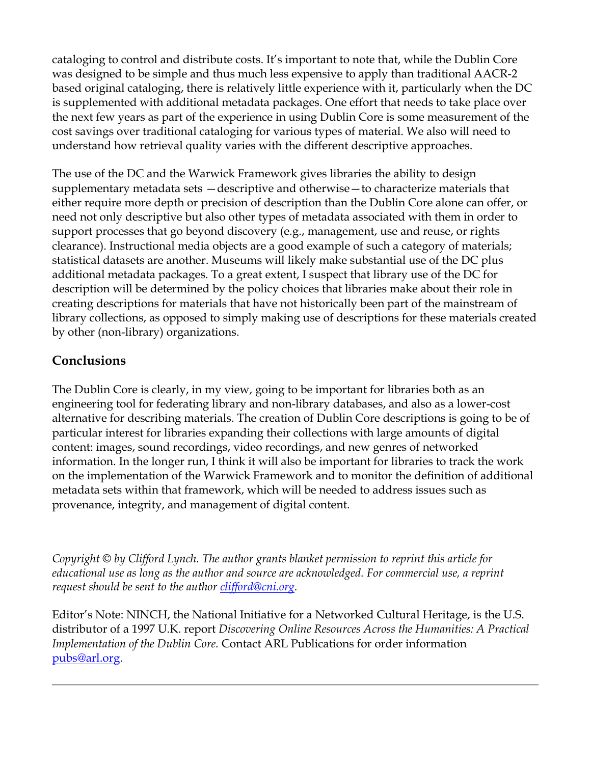cataloging to control and distribute costs. It's important to note that, while the Dublin Core was designed to be simple and thus much less expensive to apply than traditional AACR-2 based original cataloging, there is relatively little experience with it, particularly when the DC is supplemented with additional metadata packages. One effort that needs to take place over the next few years as part of the experience in using Dublin Core is some measurement of the cost savings over traditional cataloging for various types of material. We also will need to understand how retrieval quality varies with the different descriptive approaches.

The use of the DC and the Warwick Framework gives libraries the ability to design supplementary metadata sets —descriptive and otherwise—to characterize materials that either require more depth or precision of description than the Dublin Core alone can offer, or need not only descriptive but also other types of metadata associated with them in order to support processes that go beyond discovery (e.g., management, use and reuse, or rights clearance). Instructional media objects are a good example of such a category of materials; statistical datasets are another. Museums will likely make substantial use of the DC plus additional metadata packages. To a great extent, I suspect that library use of the DC for description will be determined by the policy choices that libraries make about their role in creating descriptions for materials that have not historically been part of the mainstream of library collections, as opposed to simply making use of descriptions for these materials created by other (non-library) organizations.

## Conclusions

The Dublin Core is clearly, in my view, going to be important for libraries both as an engineering tool for federating library and non-library databases, and also as a lower-cost alternative for describing materials. The creation of Dublin Core descriptions is going to be of particular interest for libraries expanding their collections with large amounts of digital content: images, sound recordings, video recordings, and new genres of networked information. In the longer run, I think it will also be important for libraries to track the work on the implementation of the Warwick Framework and to monitor the definition of additional metadata sets within that framework, which will be needed to address issues such as provenance, integrity, and management of digital content.

*Copyright © by Clifford Lynch. The author grants blanket permission to reprint this article for educational use as long as the author and source are acknowledged. For commercial use, a reprint request should be sent to the author clifford@cni.org.*

Editor's Note: NINCH, the National Initiative for a Networked Cultural Heritage, is the U.S. distributor of a 1997 U.K. report *Discovering Online Resources Across the Humanities: A Practical Implementation of the Dublin Core.* Contact ARL Publications for order information pubs@arl.org.

---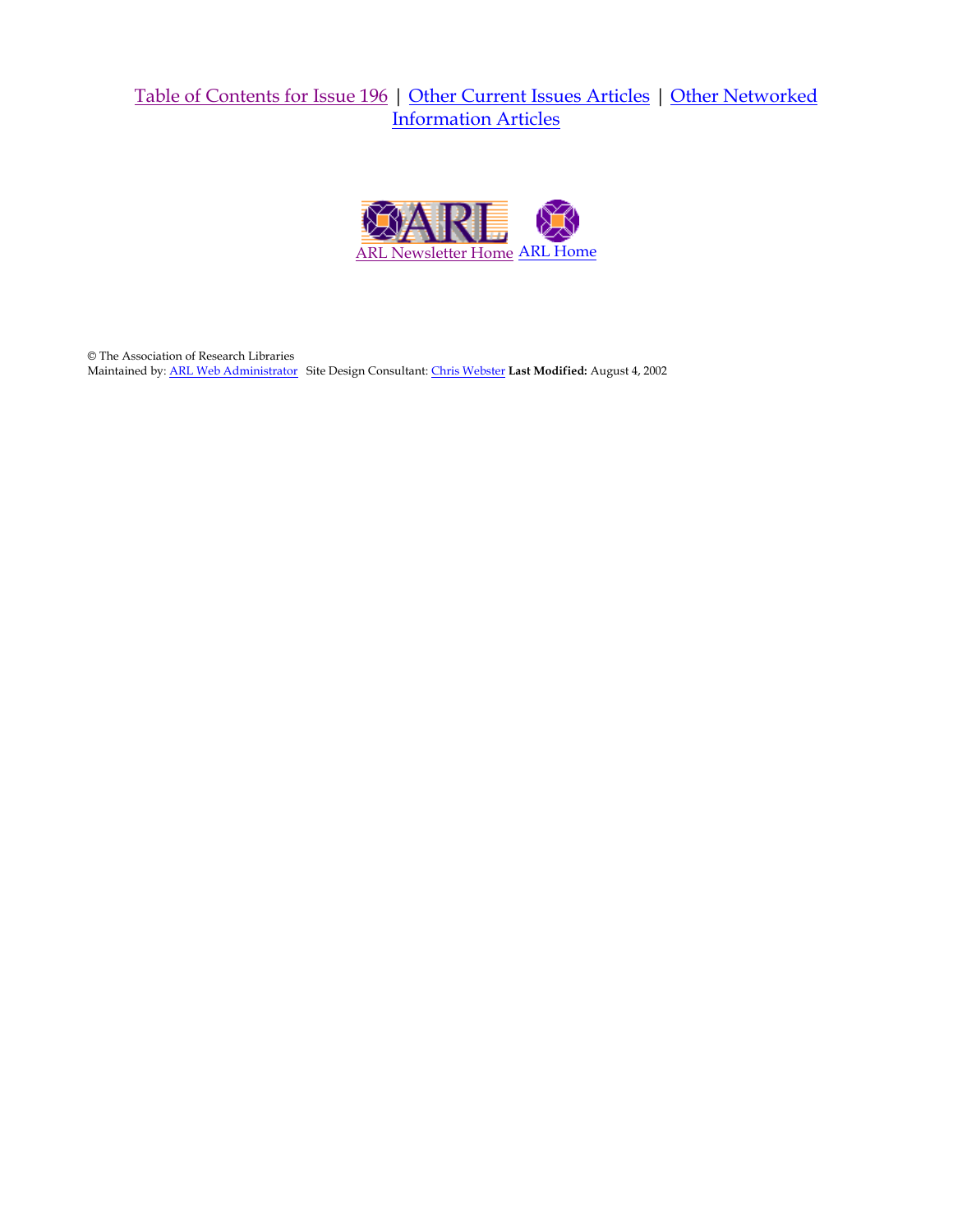Table of Contents for Issue 196 | Other Current Issues Articles | Other Networked Information Articles

ARL Newsletter Home ARL Home

© The Association of Research Libraries
Maintained by: ARL Web Administrator Site Design Consultant: Chris Webster **Last Modified:** August 4, 2002